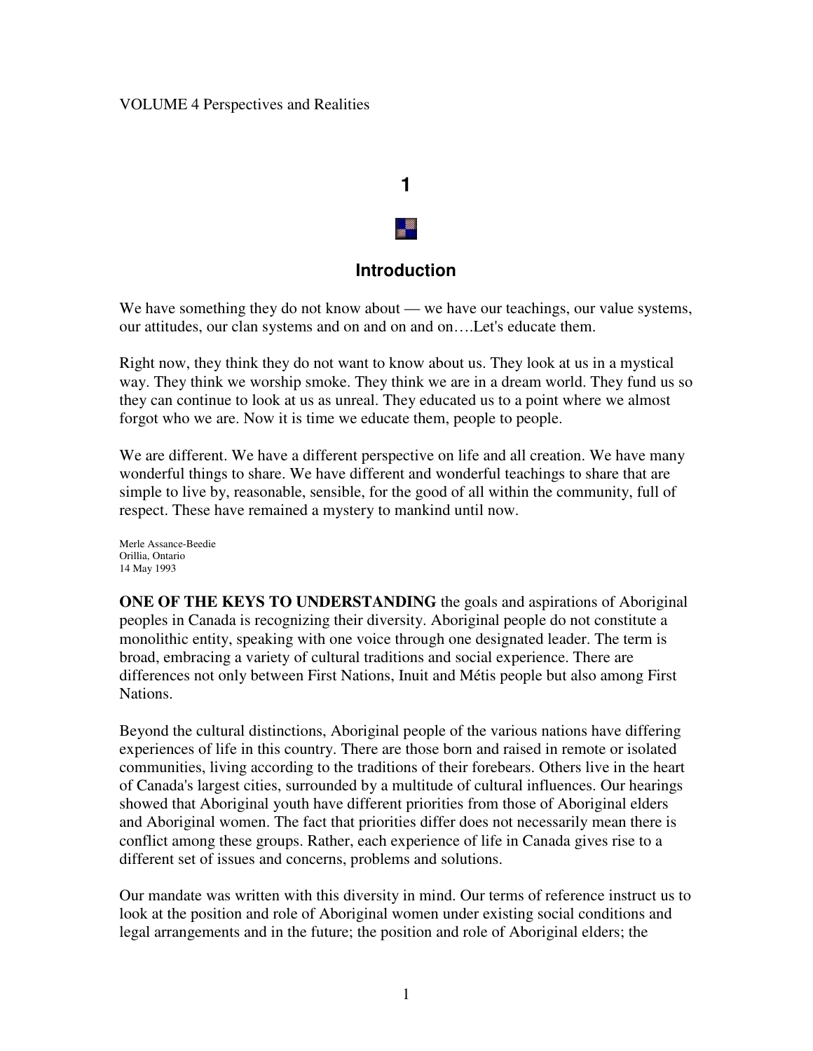VOLUME 4 Perspectives and Realities

# 1

## Introduction

We have something they do not know about — we have our teachings, our value systems, our attitudes, our clan systems and on and on and on….Let's educate them.

Right now, they think they do not want to know about us. They look at us in a mystical way. They think we worship smoke. They think we are in a dream world. They fund us so they can continue to look at us as unreal. They educated us to a point where we almost forgot who we are. Now it is time we educate them, people to people.

We are different. We have a different perspective on life and all creation. We have many wonderful things to share. We have different and wonderful teachings to share that are simple to live by, reasonable, sensible, for the good of all within the community, full of respect. These have remained a mystery to mankind until now.

Merle Assance-Beedie
Orillia, Ontario
14 May 1993

**ONE OF THE KEYS TO UNDERSTANDING** the goals and aspirations of Aboriginal peoples in Canada is recognizing their diversity. Aboriginal people do not constitute a monolithic entity, speaking with one voice through one designated leader. The term is broad, embracing a variety of cultural traditions and social experience. There are differences not only between First Nations, Inuit and Métis people but also among First Nations.

Beyond the cultural distinctions, Aboriginal people of the various nations have differing experiences of life in this country. There are those born and raised in remote or isolated communities, living according to the traditions of their forebears. Others live in the heart of Canada's largest cities, surrounded by a multitude of cultural influences. Our hearings showed that Aboriginal youth have different priorities from those of Aboriginal elders and Aboriginal women. The fact that priorities differ does not necessarily mean there is conflict among these groups. Rather, each experience of life in Canada gives rise to a different set of issues and concerns, problems and solutions.

Our mandate was written with this diversity in mind. Our terms of reference instruct us to look at the position and role of Aboriginal women under existing social conditions and legal arrangements and in the future; the position and role of Aboriginal elders; the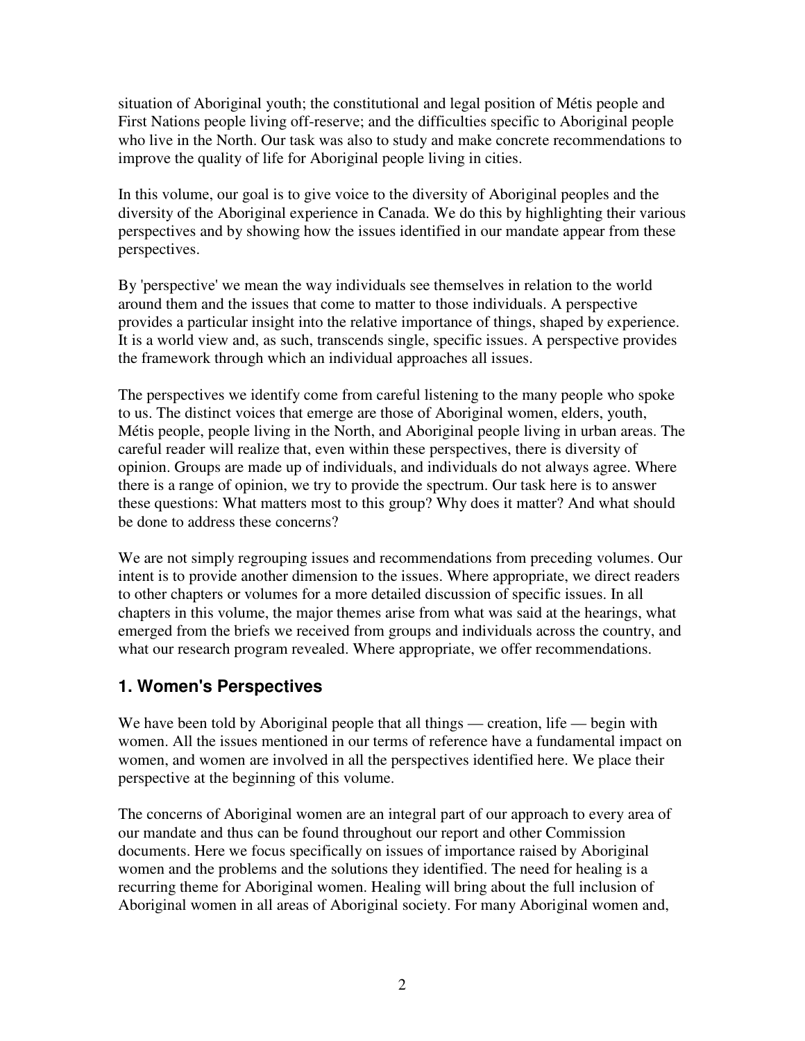situation of Aboriginal youth; the constitutional and legal position of Métis people and First Nations people living off-reserve; and the difficulties specific to Aboriginal people who live in the North. Our task was also to study and make concrete recommendations to improve the quality of life for Aboriginal people living in cities.

In this volume, our goal is to give voice to the diversity of Aboriginal peoples and the diversity of the Aboriginal experience in Canada. We do this by highlighting their various perspectives and by showing how the issues identified in our mandate appear from these perspectives.

By 'perspective' we mean the way individuals see themselves in relation to the world around them and the issues that come to matter to those individuals. A perspective provides a particular insight into the relative importance of things, shaped by experience. It is a world view and, as such, transcends single, specific issues. A perspective provides the framework through which an individual approaches all issues.

The perspectives we identify come from careful listening to the many people who spoke to us. The distinct voices that emerge are those of Aboriginal women, elders, youth, Métis people, people living in the North, and Aboriginal people living in urban areas. The careful reader will realize that, even within these perspectives, there is diversity of opinion. Groups are made up of individuals, and individuals do not always agree. Where there is a range of opinion, we try to provide the spectrum. Our task here is to answer these questions: What matters most to this group? Why does it matter? And what should be done to address these concerns?

We are not simply regrouping issues and recommendations from preceding volumes. Our intent is to provide another dimension to the issues. Where appropriate, we direct readers to other chapters or volumes for a more detailed discussion of specific issues. In all chapters in this volume, the major themes arise from what was said at the hearings, what emerged from the briefs we received from groups and individuals across the country, and what our research program revealed. Where appropriate, we offer recommendations.

## 1. Women's Perspectives

We have been told by Aboriginal people that all things — creation, life — begin with women. All the issues mentioned in our terms of reference have a fundamental impact on women, and women are involved in all the perspectives identified here. We place their perspective at the beginning of this volume.

The concerns of Aboriginal women are an integral part of our approach to every area of our mandate and thus can be found throughout our report and other Commission documents. Here we focus specifically on issues of importance raised by Aboriginal women and the problems and the solutions they identified. The need for healing is a recurring theme for Aboriginal women. Healing will bring about the full inclusion of Aboriginal women in all areas of Aboriginal society. For many Aboriginal women and,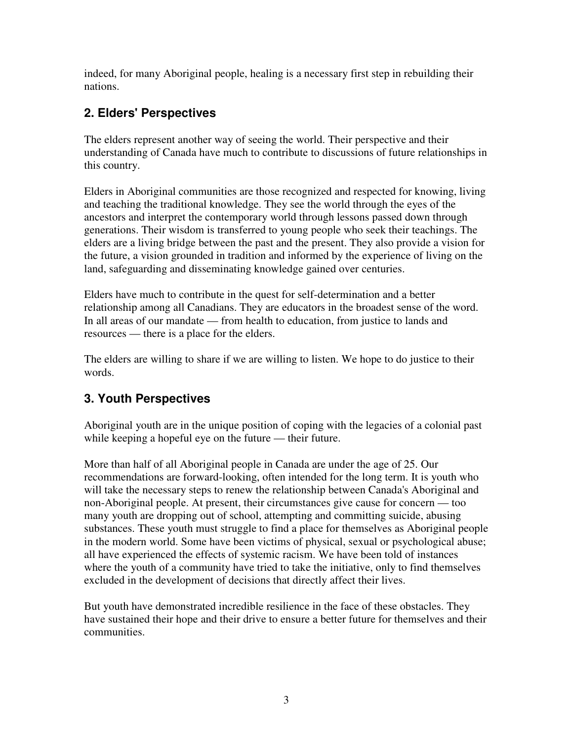indeed, for many Aboriginal people, healing is a necessary first step in rebuilding their nations.

## 2. Elders' Perspectives

The elders represent another way of seeing the world. Their perspective and their understanding of Canada have much to contribute to discussions of future relationships in this country.

Elders in Aboriginal communities are those recognized and respected for knowing, living and teaching the traditional knowledge. They see the world through the eyes of the ancestors and interpret the contemporary world through lessons passed down through generations. Their wisdom is transferred to young people who seek their teachings. The elders are a living bridge between the past and the present. They also provide a vision for the future, a vision grounded in tradition and informed by the experience of living on the land, safeguarding and disseminating knowledge gained over centuries.

Elders have much to contribute in the quest for self-determination and a better relationship among all Canadians. They are educators in the broadest sense of the word. In all areas of our mandate — from health to education, from justice to lands and resources — there is a place for the elders.

The elders are willing to share if we are willing to listen. We hope to do justice to their words.

## 3. Youth Perspectives

Aboriginal youth are in the unique position of coping with the legacies of a colonial past while keeping a hopeful eye on the future — their future.

More than half of all Aboriginal people in Canada are under the age of 25. Our recommendations are forward-looking, often intended for the long term. It is youth who will take the necessary steps to renew the relationship between Canada's Aboriginal and non-Aboriginal people. At present, their circumstances give cause for concern — too many youth are dropping out of school, attempting and committing suicide, abusing substances. These youth must struggle to find a place for themselves as Aboriginal people in the modern world. Some have been victims of physical, sexual or psychological abuse; all have experienced the effects of systemic racism. We have been told of instances where the youth of a community have tried to take the initiative, only to find themselves excluded in the development of decisions that directly affect their lives.

But youth have demonstrated incredible resilience in the face of these obstacles. They have sustained their hope and their drive to ensure a better future for themselves and their communities.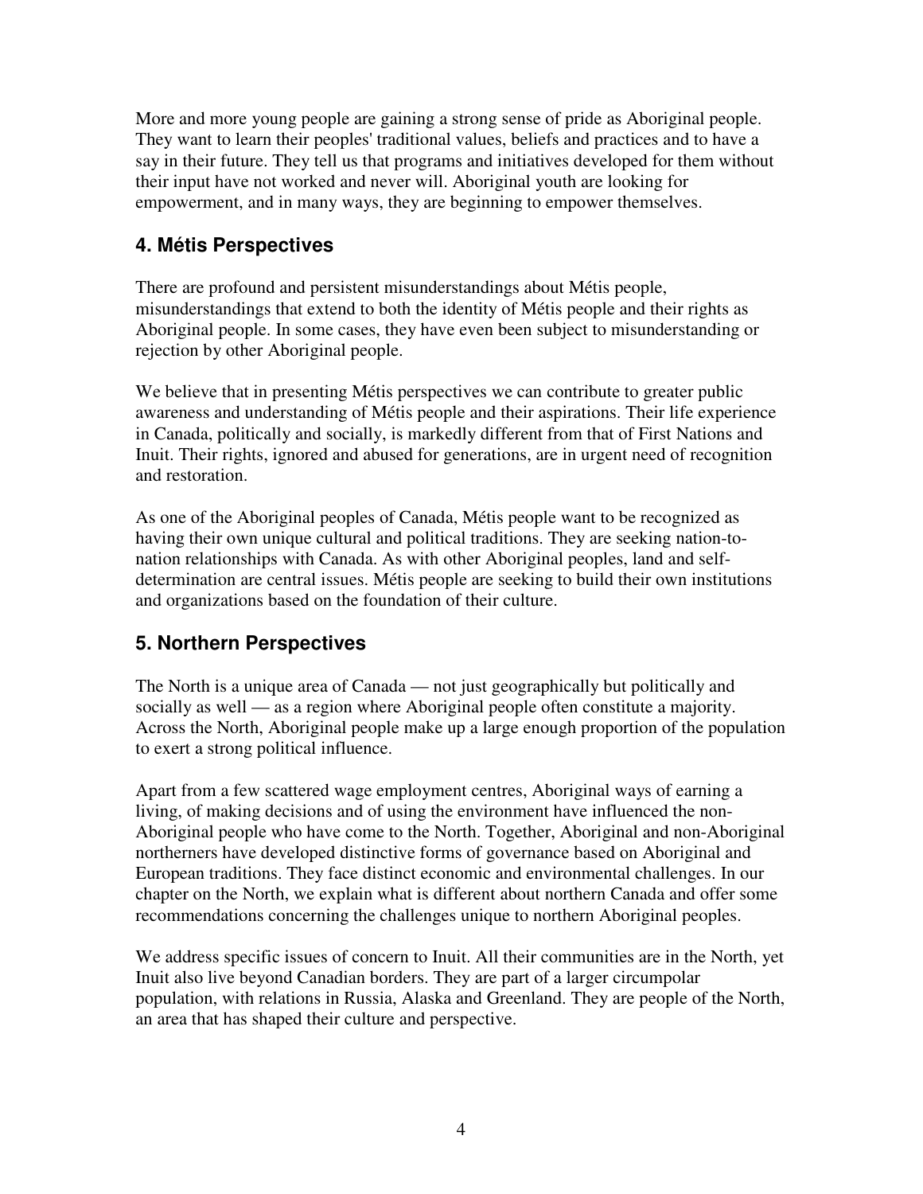More and more young people are gaining a strong sense of pride as Aboriginal people. They want to learn their peoples' traditional values, beliefs and practices and to have a say in their future. They tell us that programs and initiatives developed for them without their input have not worked and never will. Aboriginal youth are looking for empowerment, and in many ways, they are beginning to empower themselves.

## 4. Métis Perspectives

There are profound and persistent misunderstandings about Métis people, misunderstandings that extend to both the identity of Métis people and their rights as Aboriginal people. In some cases, they have even been subject to misunderstanding or rejection by other Aboriginal people.

We believe that in presenting Métis perspectives we can contribute to greater public awareness and understanding of Métis people and their aspirations. Their life experience in Canada, politically and socially, is markedly different from that of First Nations and Inuit. Their rights, ignored and abused for generations, are in urgent need of recognition and restoration.

As one of the Aboriginal peoples of Canada, Métis people want to be recognized as having their own unique cultural and political traditions. They are seeking nation-to-nation relationships with Canada. As with other Aboriginal peoples, land and self-determination are central issues. Métis people are seeking to build their own institutions and organizations based on the foundation of their culture.

## 5. Northern Perspectives

The North is a unique area of Canada — not just geographically but politically and socially as well — as a region where Aboriginal people often constitute a majority. Across the North, Aboriginal people make up a large enough proportion of the population to exert a strong political influence.

Apart from a few scattered wage employment centres, Aboriginal ways of earning a living, of making decisions and of using the environment have influenced the non-Aboriginal people who have come to the North. Together, Aboriginal and non-Aboriginal northerners have developed distinctive forms of governance based on Aboriginal and European traditions. They face distinct economic and environmental challenges. In our chapter on the North, we explain what is different about northern Canada and offer some recommendations concerning the challenges unique to northern Aboriginal peoples.

We address specific issues of concern to Inuit. All their communities are in the North, yet Inuit also live beyond Canadian borders. They are part of a larger circumpolar population, with relations in Russia, Alaska and Greenland. They are people of the North, an area that has shaped their culture and perspective.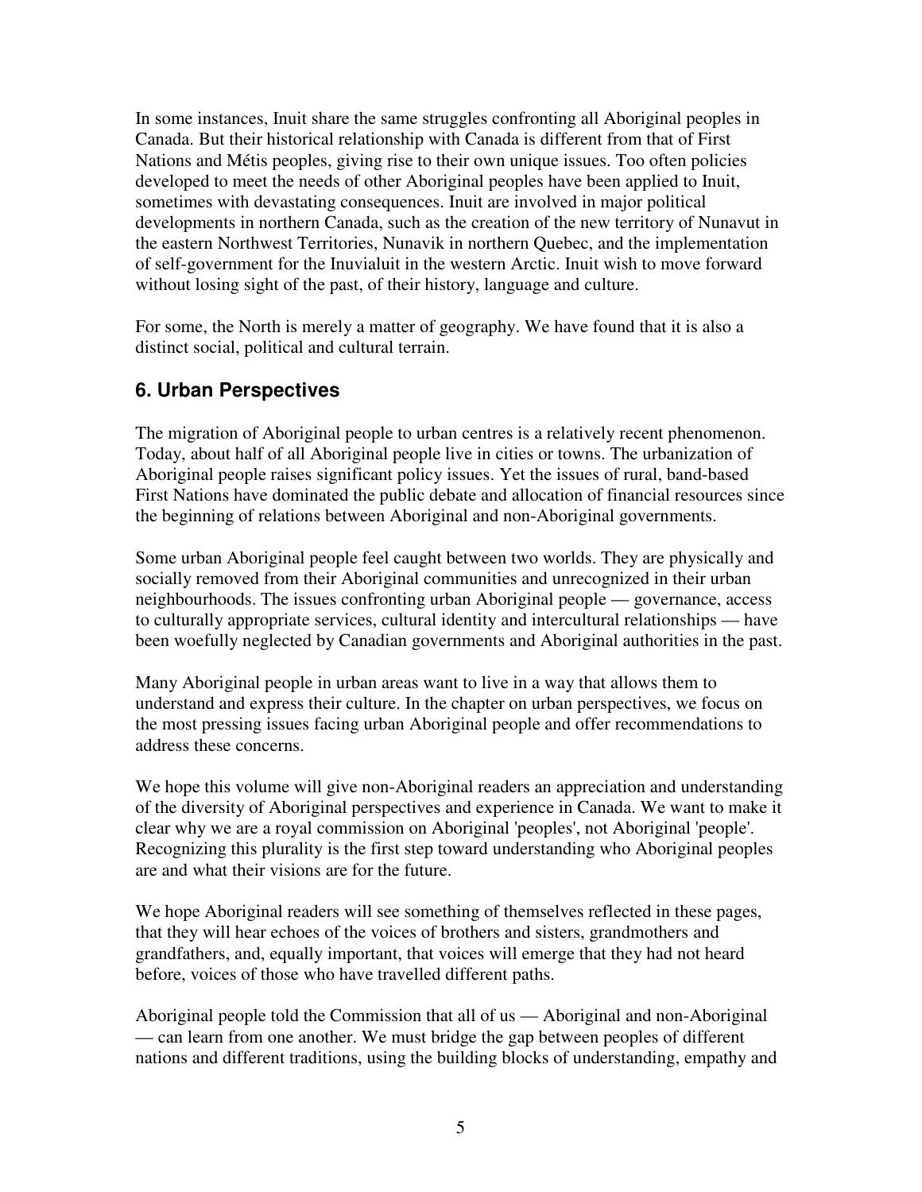In some instances, Inuit share the same struggles confronting all Aboriginal peoples in Canada. But their historical relationship with Canada is different from that of First Nations and Métis peoples, giving rise to their own unique issues. Too often policies developed to meet the needs of other Aboriginal peoples have been applied to Inuit, sometimes with devastating consequences. Inuit are involved in major political developments in northern Canada, such as the creation of the new territory of Nunavut in the eastern Northwest Territories, Nunavik in northern Quebec, and the implementation of self-government for the Inuvialuit in the western Arctic. Inuit wish to move forward without losing sight of the past, of their history, language and culture.

For some, the North is merely a matter of geography. We have found that it is also a distinct social, political and cultural terrain.

## 6. Urban Perspectives

The migration of Aboriginal people to urban centres is a relatively recent phenomenon. Today, about half of all Aboriginal people live in cities or towns. The urbanization of Aboriginal people raises significant policy issues. Yet the issues of rural, band-based First Nations have dominated the public debate and allocation of financial resources since the beginning of relations between Aboriginal and non-Aboriginal governments.

Some urban Aboriginal people feel caught between two worlds. They are physically and socially removed from their Aboriginal communities and unrecognized in their urban neighbourhoods. The issues confronting urban Aboriginal people — governance, access to culturally appropriate services, cultural identity and intercultural relationships — have been woefully neglected by Canadian governments and Aboriginal authorities in the past.

Many Aboriginal people in urban areas want to live in a way that allows them to understand and express their culture. In the chapter on urban perspectives, we focus on the most pressing issues facing urban Aboriginal people and offer recommendations to address these concerns.

We hope this volume will give non-Aboriginal readers an appreciation and understanding of the diversity of Aboriginal perspectives and experience in Canada. We want to make it clear why we are a royal commission on Aboriginal 'peoples', not Aboriginal 'people'. Recognizing this plurality is the first step toward understanding who Aboriginal peoples are and what their visions are for the future.

We hope Aboriginal readers will see something of themselves reflected in these pages, that they will hear echoes of the voices of brothers and sisters, grandmothers and grandfathers, and, equally important, that voices will emerge that they had not heard before, voices of those who have travelled different paths.

Aboriginal people told the Commission that all of us — Aboriginal and non-Aboriginal — can learn from one another. We must bridge the gap between peoples of different nations and different traditions, using the building blocks of understanding, empathy and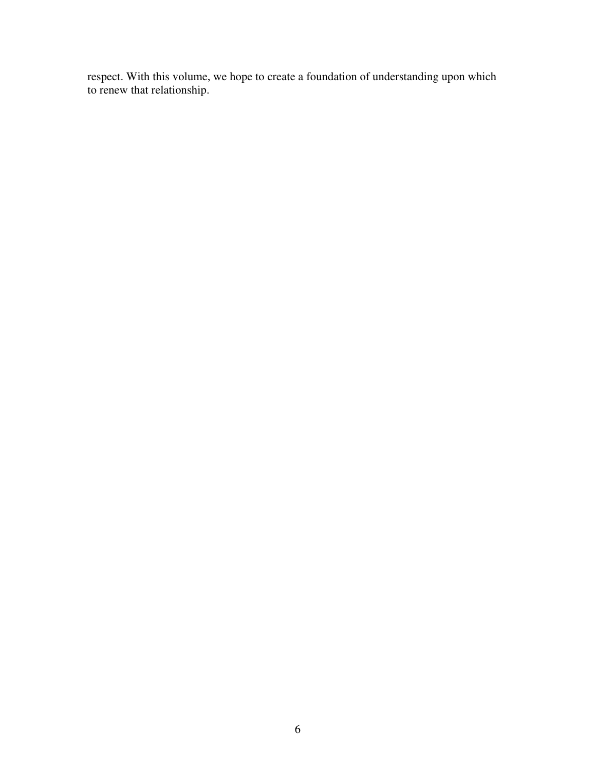respect. With this volume, we hope to create a foundation of understanding upon which to renew that relationship.